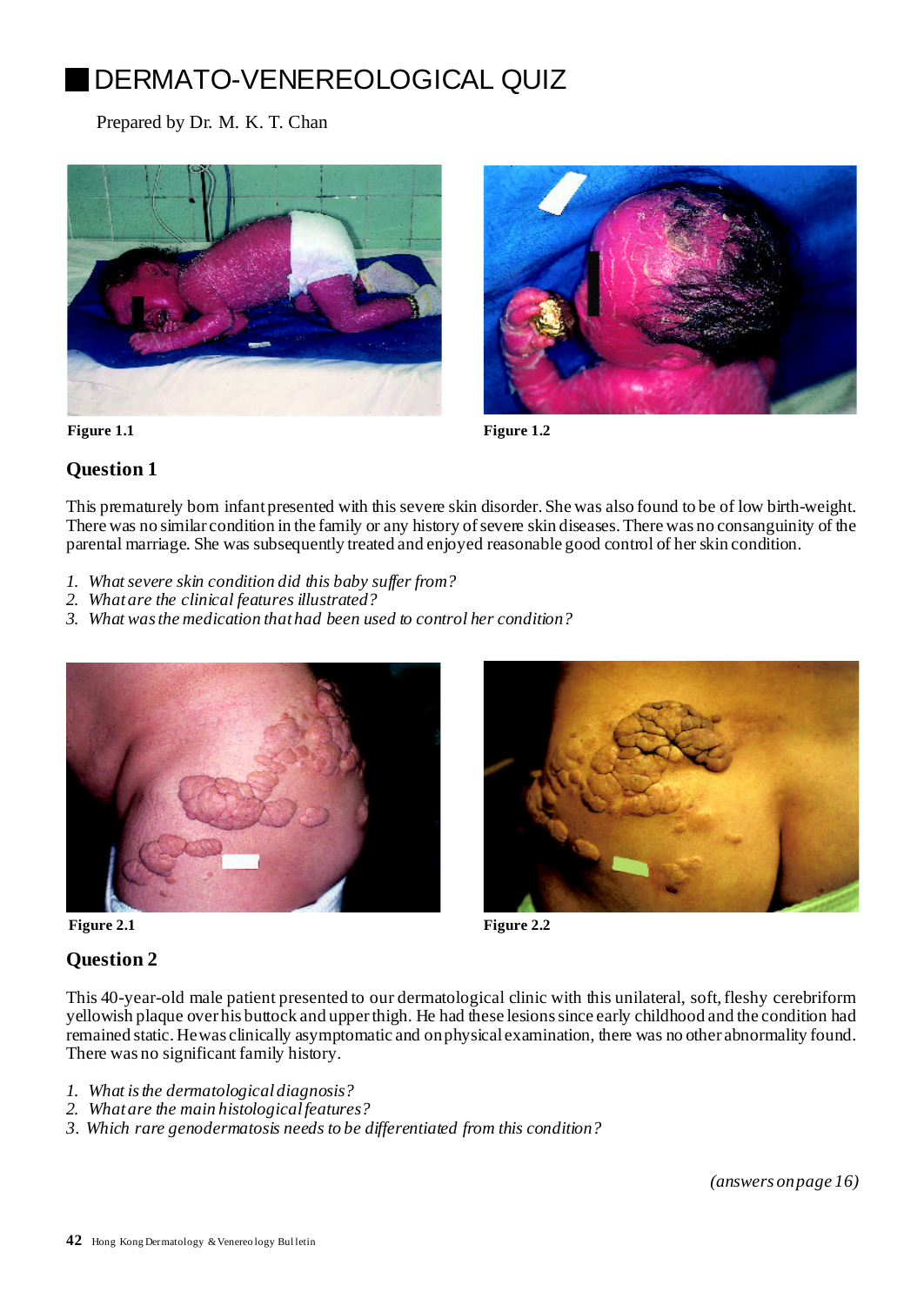# DERMATO-VENEREOLOGICAL QUIZ

Prepared by Dr. M. K. T. Chan

Figure 1.1

Figure 1.2

## Question 1

This prematurely born infant presented with this severe skin disorder. She was also found to be of low birth-weight. There was no similar condition in the family or any history of severe skin diseases. There was no consanguinity of the parental marriage. She was subsequently treated and enjoyed reasonable good control of her skin condition.

1. *What severe skin condition did this baby suffer from?*
2. *What are the clinical features illustrated?*
3. *What was the medication that had been used to control her condition?*

Figure 2.1

Figure 2.2

## Question 2

This 40-year-old male patient presented to our dermatological clinic with this unilateral, soft, fleshy cerebriform yellowish plaque over his buttock and upper thigh. He had these lesions since early childhood and the condition had remained static. He was clinically asymptomatic and on physical examination, there was no other abnormality found. There was no significant family history.

1. *What is the dermatological diagnosis?*
2. *What are the main histological features?*
3. *Which rare genodermatosis needs to be differentiated from this condition?*

*(answers on page 16)*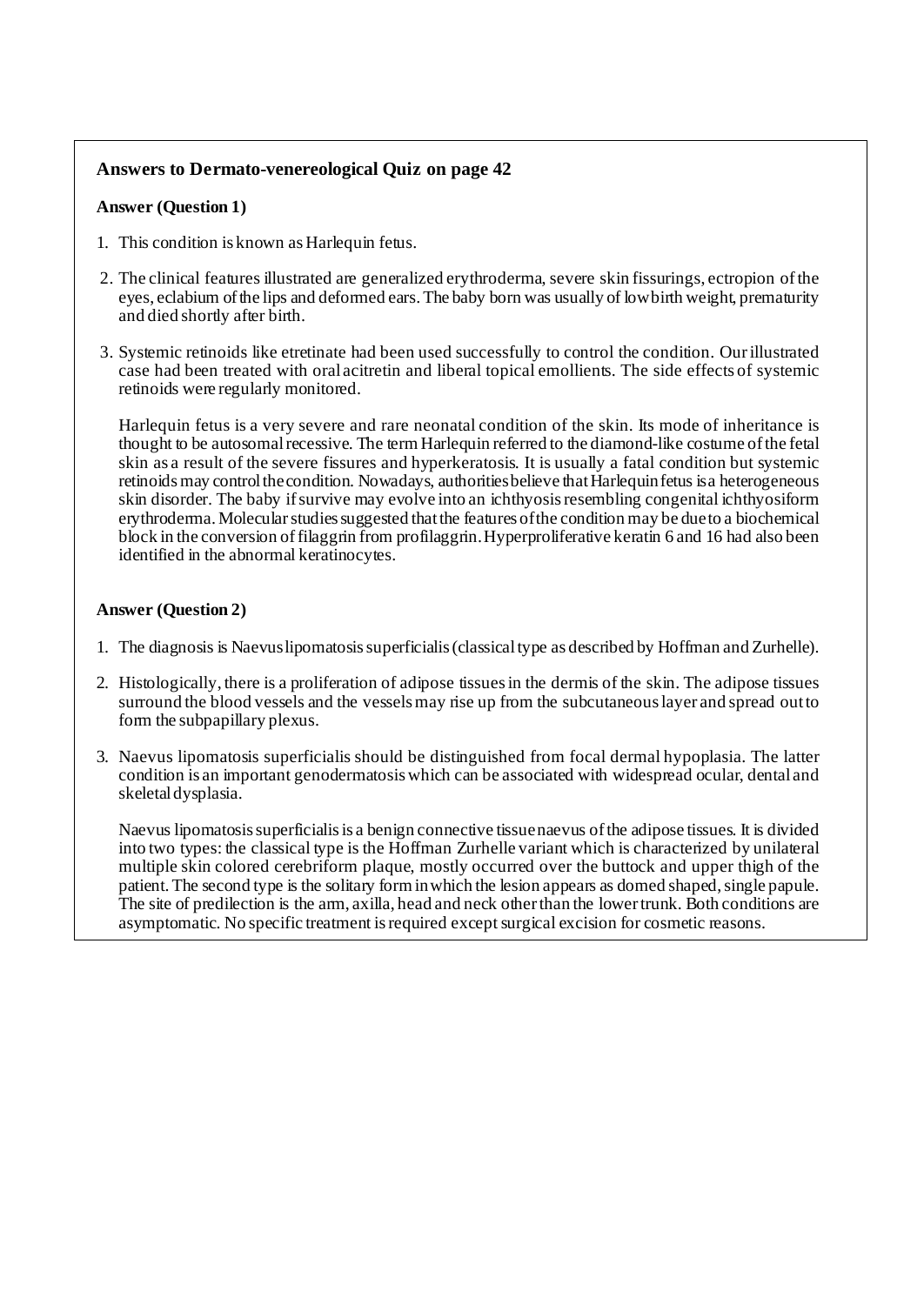## Answers to Dermato-venereological Quiz on page 42

### Answer (Question 1)

1. This condition is known as Harlequin fetus.
2. The clinical features illustrated are generalized erythroderma, severe skin fissurings, ectropion of the eyes, eclabium of the lips and deformed ears. The baby born was usually of low birth weight, prematurity and died shortly after birth.
3. Systemic retinoids like etretinate had been used successfully to control the condition. Our illustrated case had been treated with oral acitretin and liberal topical emollients. The side effects of systemic retinoids were regularly monitored.

   Harlequin fetus is a very severe and rare neonatal condition of the skin. Its mode of inheritance is thought to be autosomal recessive. The term Harlequin referred to the diamond-like costume of the fetal skin as a result of the severe fissures and hyperkeratosis. It is usually a fatal condition but systemic retinoids may control the condition. Nowadays, authorities believe that Harlequin fetus is a heterogeneous skin disorder. The baby if survive may evolve into an ichthyosis resembling congenital ichthyosiform erythroderma. Molecular studies suggested that the features of the condition may be due to a biochemical block in the conversion of filaggrin from profilaggrin. Hyperproliferative keratin 6 and 16 had also been identified in the abnormal keratinocytes.

### Answer (Question 2)

1. The diagnosis is Naevus lipomatosis superficialis (classical type as described by Hoffman and Zurhelle).
2. Histologically, there is a proliferation of adipose tissues in the dermis of the skin. The adipose tissues surround the blood vessels and the vessels may rise up from the subcutaneous layer and spread out to form the subpapillary plexus.
3. Naevus lipomatosis superficialis should be distinguished from focal dermal hypoplasia. The latter condition is an important genodermatosis which can be associated with widespread ocular, dental and skeletal dysplasia.

   Naevus lipomatosis superficialis is a benign connective tissue naevus of the adipose tissues. It is divided into two types: the classical type is the Hoffman Zurhelle variant which is characterized by unilateral multiple skin colored cerebriform plaque, mostly occurred over the buttock and upper thigh of the patient. The second type is the solitary form in which the lesion appears as domed shaped, single papule. The site of predilection is the arm, axilla, head and neck other than the lower trunk. Both conditions are asymptomatic. No specific treatment is required except surgical excision for cosmetic reasons.